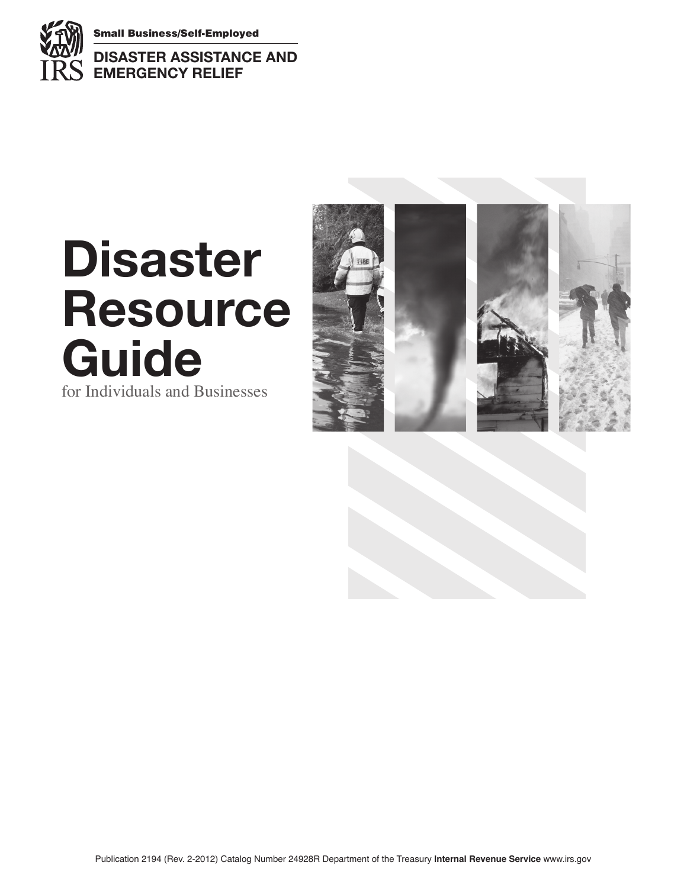Small Business/Self-Employed

**DISASTER ASSISTANCE AND EMERGENCY RELIEF**

# Disaster Resource Guide

for Individuals and Businesses

Publication 2194 (Rev. 2-2012) Catalog Number 24928R Department of the Treasury **Internal Revenue Service** www.irs.gov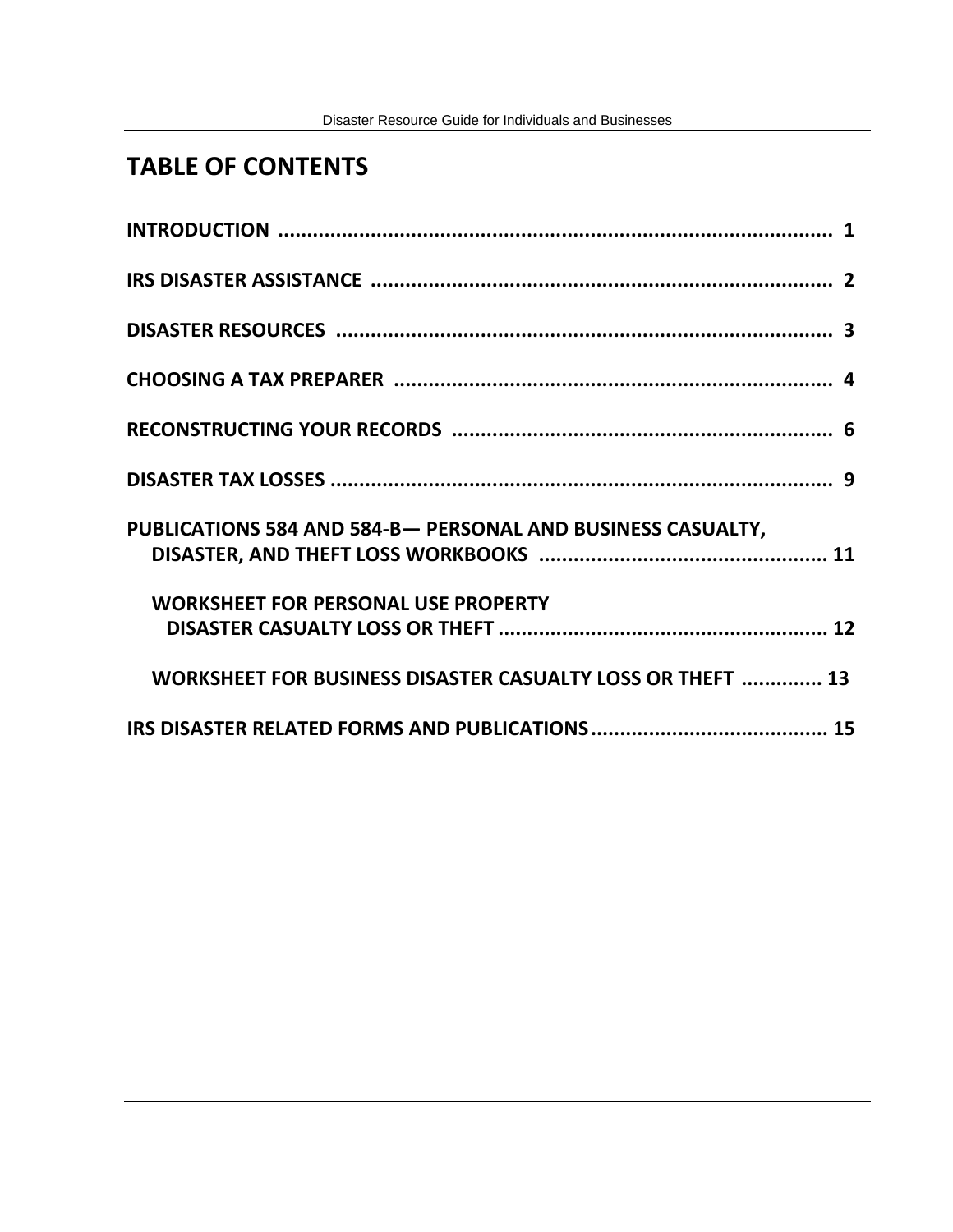# TABLE OF CONTENTS

**INTRODUCTION** .......................................................................................... 1

**IRS DISASTER ASSISTANCE** ........................................................................ 2

**DISASTER RESOURCES** ............................................................................... 3

**CHOOSING A TAX PREPARER** .................................................................... 4

**RECONSTRUCTING YOUR RECORDS** ......................................................... 6

**DISASTER TAX LOSSES** ............................................................................... 9

**PUBLICATIONS 584 AND 584-B— PERSONAL AND BUSINESS CASUALTY, DISASTER, AND THEFT LOSS WORKBOOKS** ........................................... 11

- **WORKSHEET FOR PERSONAL USE PROPERTY DISASTER CASUALTY LOSS OR THEFT** ................................................ 12

- **WORKSHEET FOR BUSINESS DISASTER CASUALTY LOSS OR THEFT** .............. 13

**IRS DISASTER RELATED FORMS AND PUBLICATIONS** ................................ 15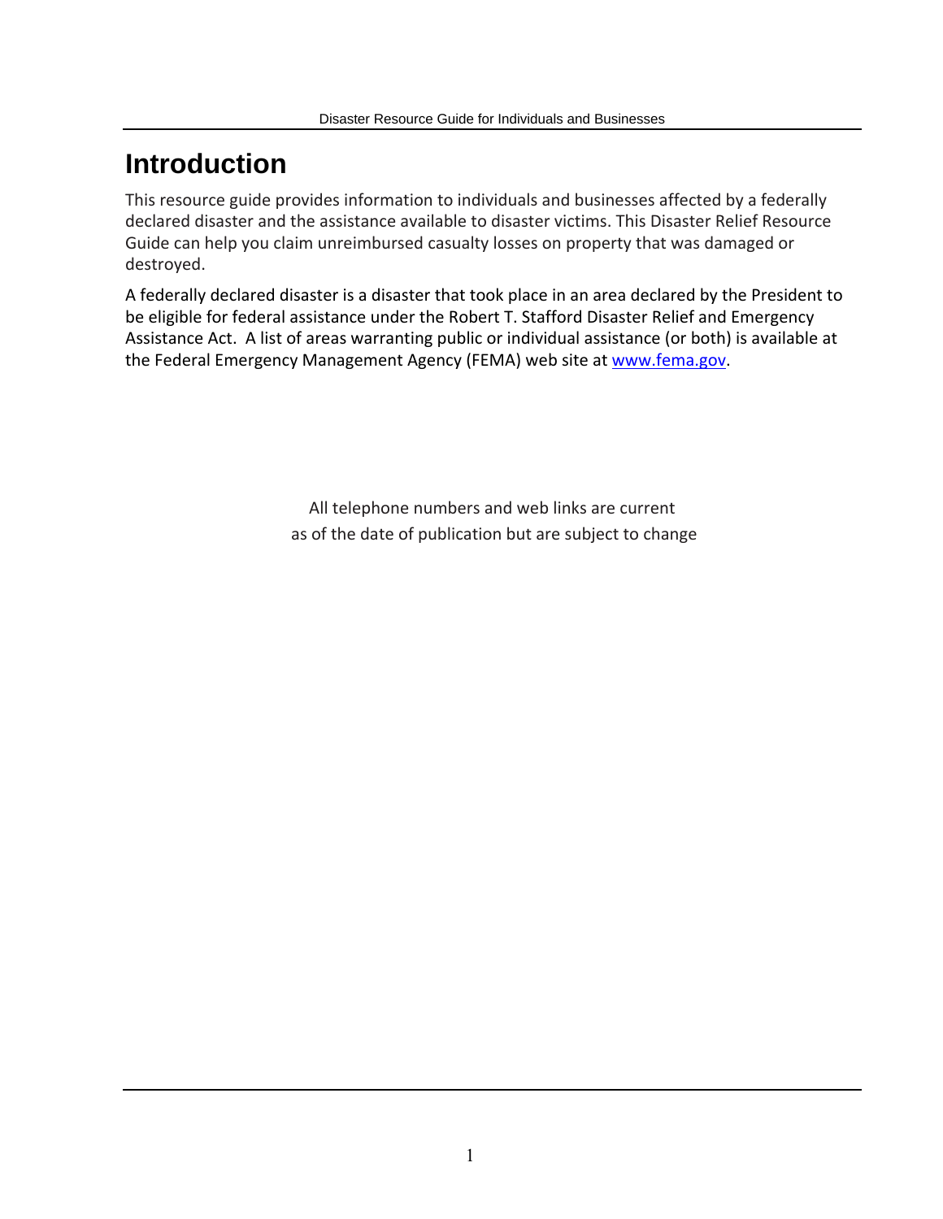# Introduction

This resource guide provides information to individuals and businesses affected by a federally declared disaster and the assistance available to disaster victims. This Disaster Relief Resource Guide can help you claim unreimbursed casualty losses on property that was damaged or destroyed.

A federally declared disaster is a disaster that took place in an area declared by the President to be eligible for federal assistance under the Robert T. Stafford Disaster Relief and Emergency Assistance Act. A list of areas warranting public or individual assistance (or both) is available at the Federal Emergency Management Agency (FEMA) web site at [www.fema.gov](http://www.fema.gov).

All telephone numbers and web links are current
as of the date of publication but are subject to change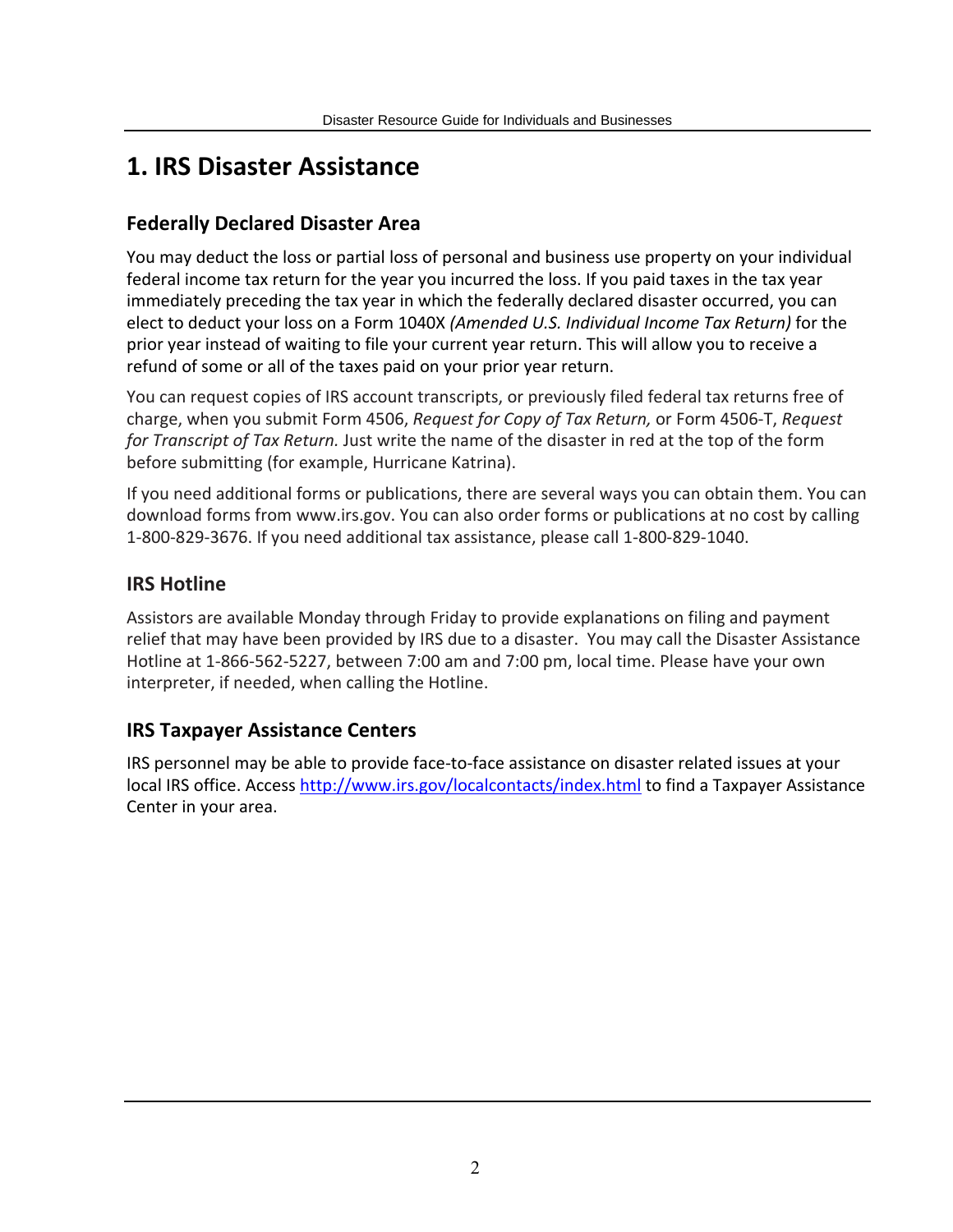# 1. IRS Disaster Assistance

## Federally Declared Disaster Area

You may deduct the loss or partial loss of personal and business use property on your individual federal income tax return for the year you incurred the loss. If you paid taxes in the tax year immediately preceding the tax year in which the federally declared disaster occurred, you can elect to deduct your loss on a Form 1040X *(Amended U.S. Individual Income Tax Return)* for the prior year instead of waiting to file your current year return. This will allow you to receive a refund of some or all of the taxes paid on your prior year return.

You can request copies of IRS account transcripts, or previously filed federal tax returns free of charge, when you submit Form 4506, *Request for Copy of Tax Return,* or Form 4506-T, *Request for Transcript of Tax Return.* Just write the name of the disaster in red at the top of the form before submitting (for example, Hurricane Katrina).

If you need additional forms or publications, there are several ways you can obtain them. You can download forms from www.irs.gov. You can also order forms or publications at no cost by calling 1-800-829-3676. If you need additional tax assistance, please call 1-800-829-1040.

## IRS Hotline

Assistors are available Monday through Friday to provide explanations on filing and payment relief that may have been provided by IRS due to a disaster. You may call the Disaster Assistance Hotline at 1-866-562-5227, between 7:00 am and 7:00 pm, local time. Please have your own interpreter, if needed, when calling the Hotline.

## IRS Taxpayer Assistance Centers

IRS personnel may be able to provide face-to-face assistance on disaster related issues at your local IRS office. Access [http://www.irs.gov/localcontacts/index.html](http://www.irs.gov/localcontacts/index.html) to find a Taxpayer Assistance Center in your area.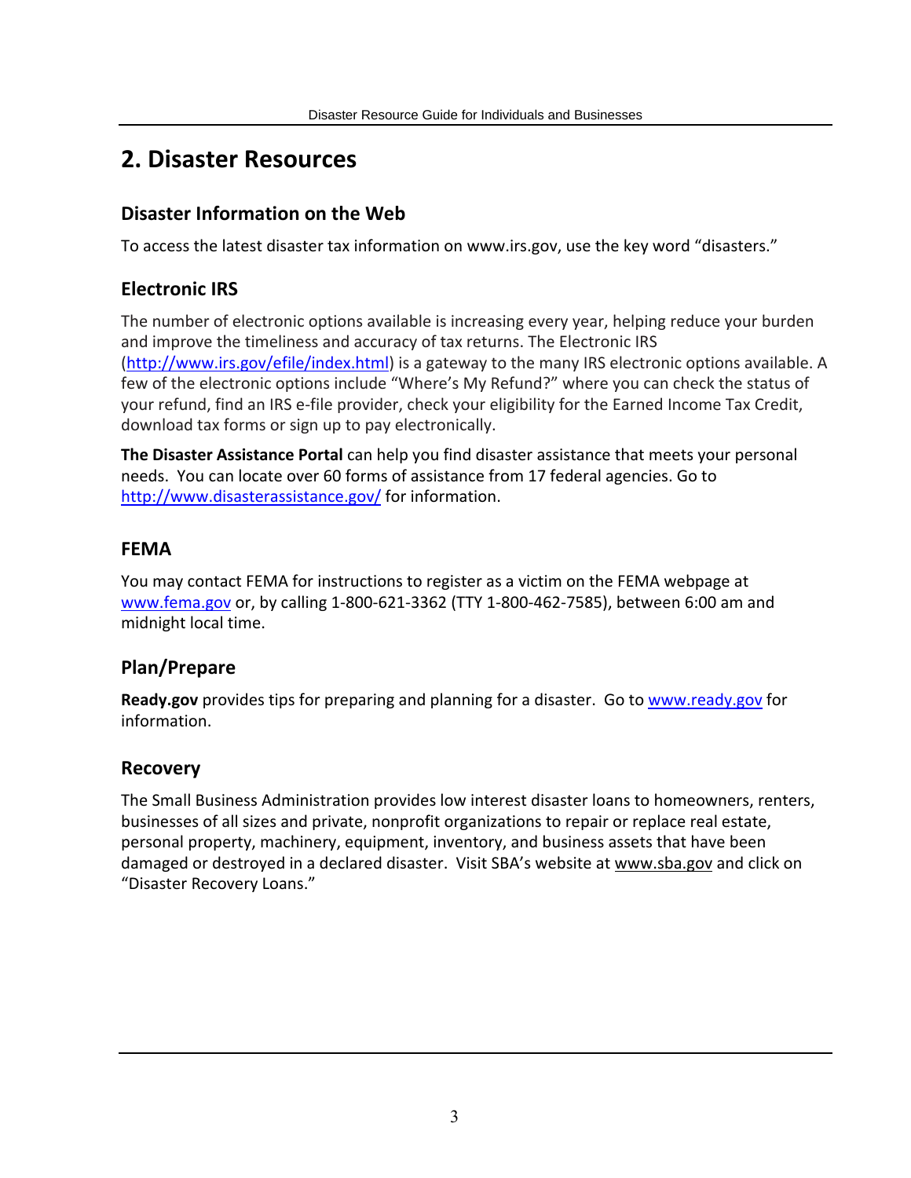## 2. Disaster Resources

### Disaster Information on the Web

To access the latest disaster tax information on www.irs.gov, use the key word "disasters."

### Electronic IRS

The number of electronic options available is increasing every year, helping reduce your burden and improve the timeliness and accuracy of tax returns. The Electronic IRS (http://www.irs.gov/efile/index.html) is a gateway to the many IRS electronic options available. A few of the electronic options include "Where's My Refund?" where you can check the status of your refund, find an IRS e-file provider, check your eligibility for the Earned Income Tax Credit, download tax forms or sign up to pay electronically.

**The Disaster Assistance Portal** can help you find disaster assistance that meets your personal needs. You can locate over 60 forms of assistance from 17 federal agencies. Go to http://www.disasterassistance.gov/ for information.

### FEMA

You may contact FEMA for instructions to register as a victim on the FEMA webpage at www.fema.gov or, by calling 1-800-621-3362 (TTY 1-800-462-7585), between 6:00 am and midnight local time.

### Plan/Prepare

**Ready.gov** provides tips for preparing and planning for a disaster. Go to www.ready.gov for information.

### Recovery

The Small Business Administration provides low interest disaster loans to homeowners, renters, businesses of all sizes and private, nonprofit organizations to repair or replace real estate, personal property, machinery, equipment, inventory, and business assets that have been damaged or destroyed in a declared disaster. Visit SBA's website at www.sba.gov and click on "Disaster Recovery Loans."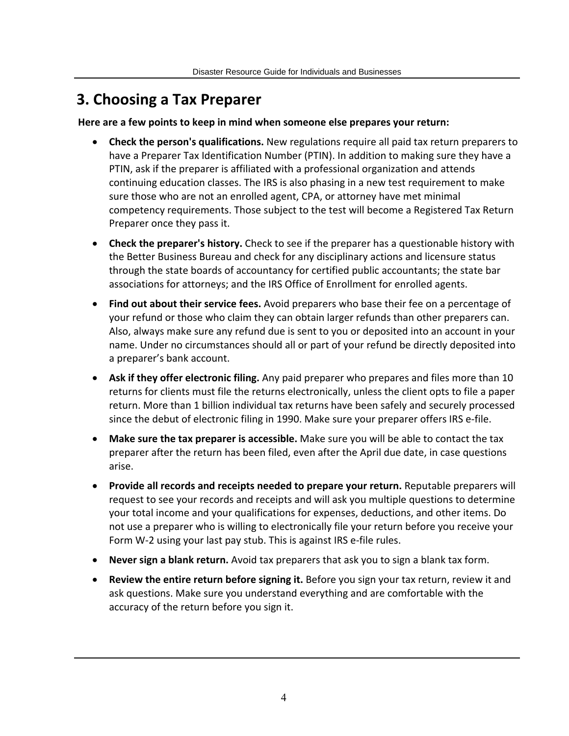## 3. Choosing a Tax Preparer

**Here are a few points to keep in mind when someone else prepares your return:**

- **Check the person's qualifications.** New regulations require all paid tax return preparers to have a Preparer Tax Identification Number (PTIN). In addition to making sure they have a PTIN, ask if the preparer is affiliated with a professional organization and attends continuing education classes. The IRS is also phasing in a new test requirement to make sure those who are not an enrolled agent, CPA, or attorney have met minimal competency requirements. Those subject to the test will become a Registered Tax Return Preparer once they pass it.
- **Check the preparer's history.** Check to see if the preparer has a questionable history with the Better Business Bureau and check for any disciplinary actions and licensure status through the state boards of accountancy for certified public accountants; the state bar associations for attorneys; and the IRS Office of Enrollment for enrolled agents.
- **Find out about their service fees.** Avoid preparers who base their fee on a percentage of your refund or those who claim they can obtain larger refunds than other preparers can. Also, always make sure any refund due is sent to you or deposited into an account in your name. Under no circumstances should all or part of your refund be directly deposited into a preparer's bank account.
- **Ask if they offer electronic filing.** Any paid preparer who prepares and files more than 10 returns for clients must file the returns electronically, unless the client opts to file a paper return. More than 1 billion individual tax returns have been safely and securely processed since the debut of electronic filing in 1990. Make sure your preparer offers IRS e-file.
- **Make sure the tax preparer is accessible.** Make sure you will be able to contact the tax preparer after the return has been filed, even after the April due date, in case questions arise.
- **Provide all records and receipts needed to prepare your return.** Reputable preparers will request to see your records and receipts and will ask you multiple questions to determine your total income and your qualifications for expenses, deductions, and other items. Do not use a preparer who is willing to electronically file your return before you receive your Form W-2 using your last pay stub. This is against IRS e-file rules.
- **Never sign a blank return.** Avoid tax preparers that ask you to sign a blank tax form.
- **Review the entire return before signing it.** Before you sign your tax return, review it and ask questions. Make sure you understand everything and are comfortable with the accuracy of the return before you sign it.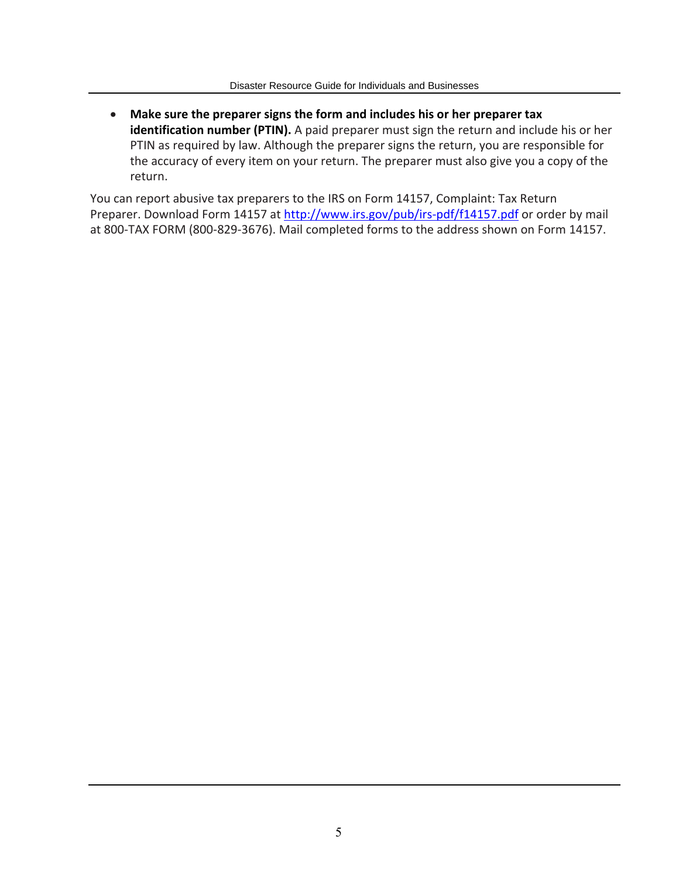- **Make sure the preparer signs the form and includes his or her preparer tax identification number (PTIN).** A paid preparer must sign the return and include his or her PTIN as required by law. Although the preparer signs the return, you are responsible for the accuracy of every item on your return. The preparer must also give you a copy of the return.

You can report abusive tax preparers to the IRS on Form 14157, Complaint: Tax Return Preparer. Download Form 14157 at http://www.irs.gov/pub/irs-pdf/f14157.pdf or order by mail at 800-TAX FORM (800-829-3676). Mail completed forms to the address shown on Form 14157.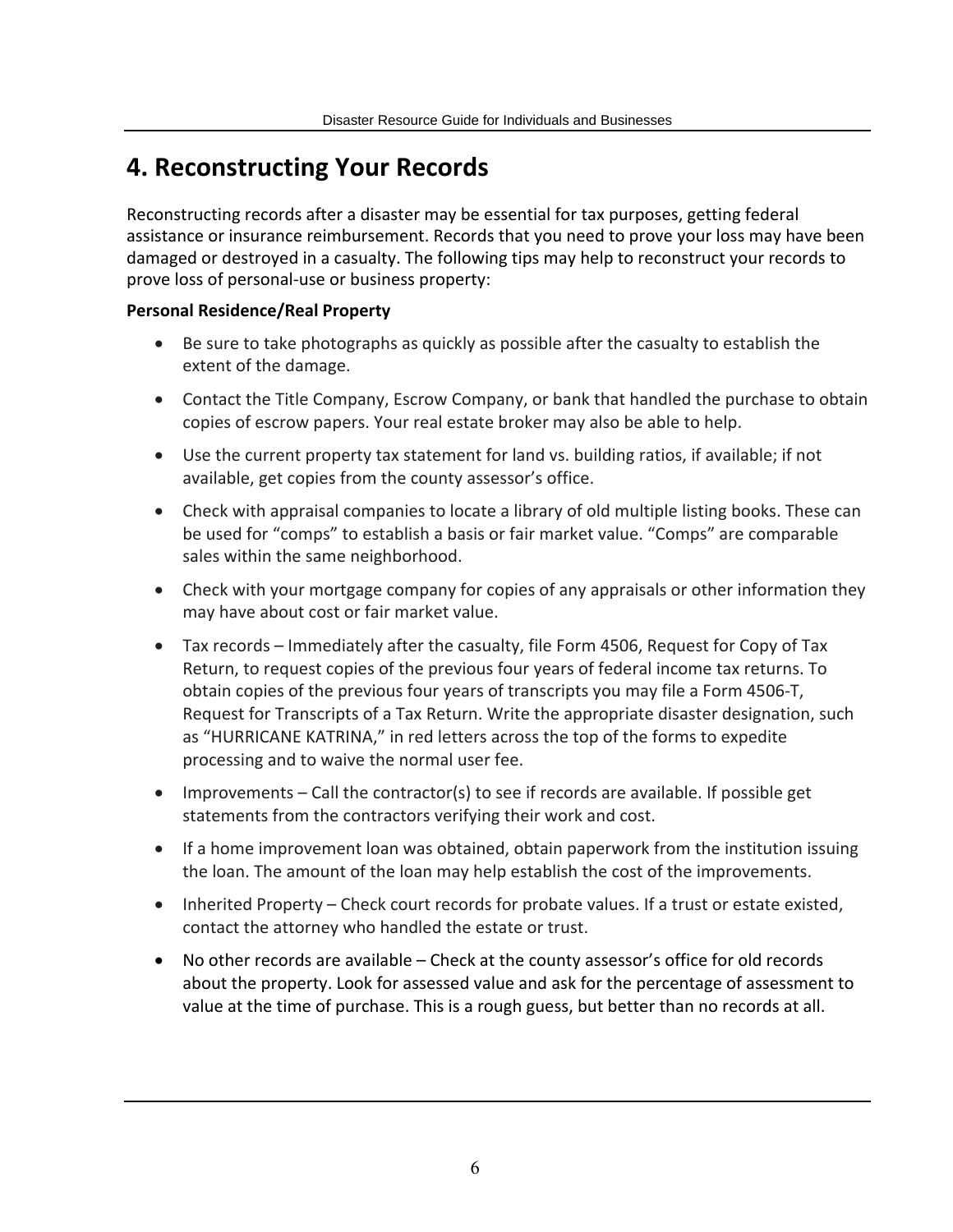# 4. Reconstructing Your Records

Reconstructing records after a disaster may be essential for tax purposes, getting federal assistance or insurance reimbursement. Records that you need to prove your loss may have been damaged or destroyed in a casualty. The following tips may help to reconstruct your records to prove loss of personal-use or business property:

**Personal Residence/Real Property**

- Be sure to take photographs as quickly as possible after the casualty to establish the extent of the damage.
- Contact the Title Company, Escrow Company, or bank that handled the purchase to obtain copies of escrow papers. Your real estate broker may also be able to help.
- Use the current property tax statement for land vs. building ratios, if available; if not available, get copies from the county assessor's office.
- Check with appraisal companies to locate a library of old multiple listing books. These can be used for "comps" to establish a basis or fair market value. "Comps" are comparable sales within the same neighborhood.
- Check with your mortgage company for copies of any appraisals or other information they may have about cost or fair market value.
- Tax records – Immediately after the casualty, file Form 4506, Request for Copy of Tax Return, to request copies of the previous four years of federal income tax returns. To obtain copies of the previous four years of transcripts you may file a Form 4506-T, Request for Transcripts of a Tax Return. Write the appropriate disaster designation, such as "HURRICANE KATRINA," in red letters across the top of the forms to expedite processing and to waive the normal user fee.
- Improvements – Call the contractor(s) to see if records are available. If possible get statements from the contractors verifying their work and cost.
- If a home improvement loan was obtained, obtain paperwork from the institution issuing the loan. The amount of the loan may help establish the cost of the improvements.
- Inherited Property – Check court records for probate values. If a trust or estate existed, contact the attorney who handled the estate or trust.
- No other records are available – Check at the county assessor's office for old records about the property. Look for assessed value and ask for the percentage of assessment to value at the time of purchase. This is a rough guess, but better than no records at all.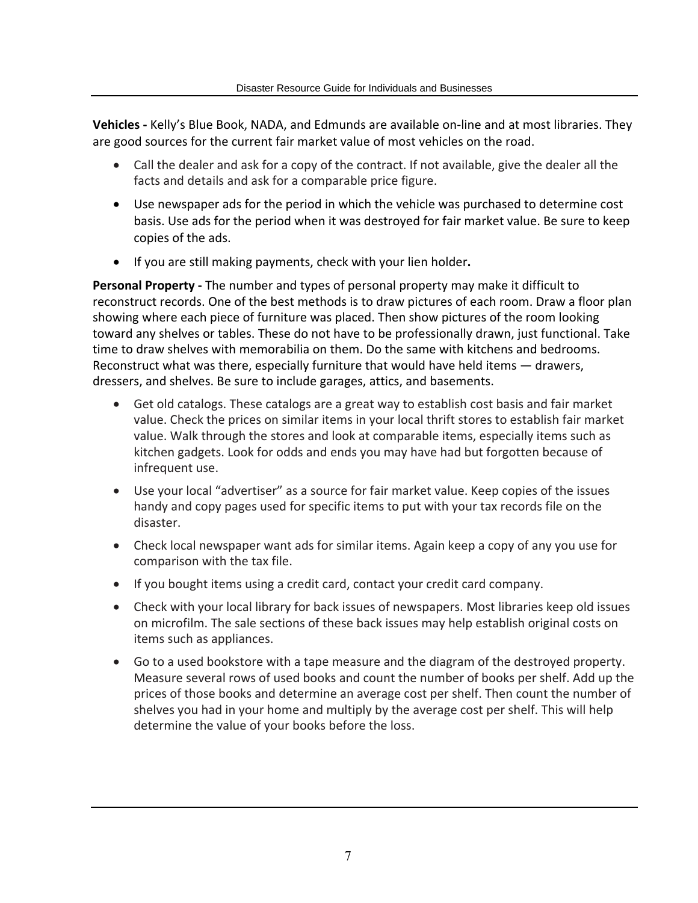**Vehicles -** Kelly's Blue Book, NADA, and Edmunds are available on-line and at most libraries. They are good sources for the current fair market value of most vehicles on the road.

- Call the dealer and ask for a copy of the contract. If not available, give the dealer all the facts and details and ask for a comparable price figure.
- Use newspaper ads for the period in which the vehicle was purchased to determine cost basis. Use ads for the period when it was destroyed for fair market value. Be sure to keep copies of the ads.
- If you are still making payments, check with your lien holder**.**

**Personal Property -** The number and types of personal property may make it difficult to reconstruct records. One of the best methods is to draw pictures of each room. Draw a floor plan showing where each piece of furniture was placed. Then show pictures of the room looking toward any shelves or tables. These do not have to be professionally drawn, just functional. Take time to draw shelves with memorabilia on them. Do the same with kitchens and bedrooms. Reconstruct what was there, especially furniture that would have held items — drawers, dressers, and shelves. Be sure to include garages, attics, and basements.

- Get old catalogs. These catalogs are a great way to establish cost basis and fair market value. Check the prices on similar items in your local thrift stores to establish fair market value. Walk through the stores and look at comparable items, especially items such as kitchen gadgets. Look for odds and ends you may have had but forgotten because of infrequent use.
- Use your local "advertiser" as a source for fair market value. Keep copies of the issues handy and copy pages used for specific items to put with your tax records file on the disaster.
- Check local newspaper want ads for similar items. Again keep a copy of any you use for comparison with the tax file.
- If you bought items using a credit card, contact your credit card company.
- Check with your local library for back issues of newspapers. Most libraries keep old issues on microfilm. The sale sections of these back issues may help establish original costs on items such as appliances.
- Go to a used bookstore with a tape measure and the diagram of the destroyed property. Measure several rows of used books and count the number of books per shelf. Add up the prices of those books and determine an average cost per shelf. Then count the number of shelves you had in your home and multiply by the average cost per shelf. This will help determine the value of your books before the loss.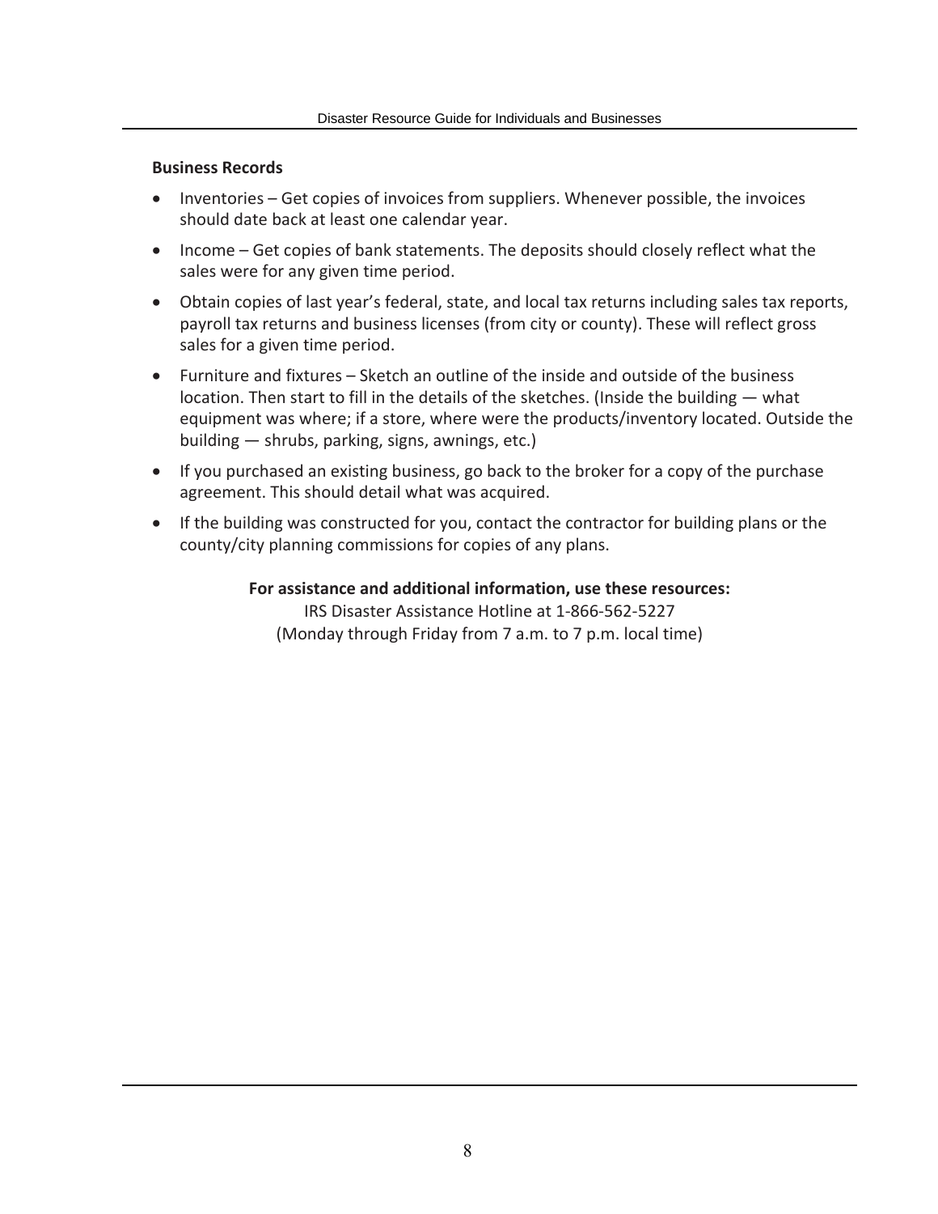### Business Records

- Inventories – Get copies of invoices from suppliers. Whenever possible, the invoices should date back at least one calendar year.
- Income – Get copies of bank statements. The deposits should closely reflect what the sales were for any given time period.
- Obtain copies of last year's federal, state, and local tax returns including sales tax reports, payroll tax returns and business licenses (from city or county). These will reflect gross sales for a given time period.
- Furniture and fixtures – Sketch an outline of the inside and outside of the business location. Then start to fill in the details of the sketches. (Inside the building — what equipment was where; if a store, where were the products/inventory located. Outside the building — shrubs, parking, signs, awnings, etc.)
- If you purchased an existing business, go back to the broker for a copy of the purchase agreement. This should detail what was acquired.
- If the building was constructed for you, contact the contractor for building plans or the county/city planning commissions for copies of any plans.

**For assistance and additional information, use these resources:**

IRS Disaster Assistance Hotline at 1-866-562-5227
(Monday through Friday from 7 a.m. to 7 p.m. local time)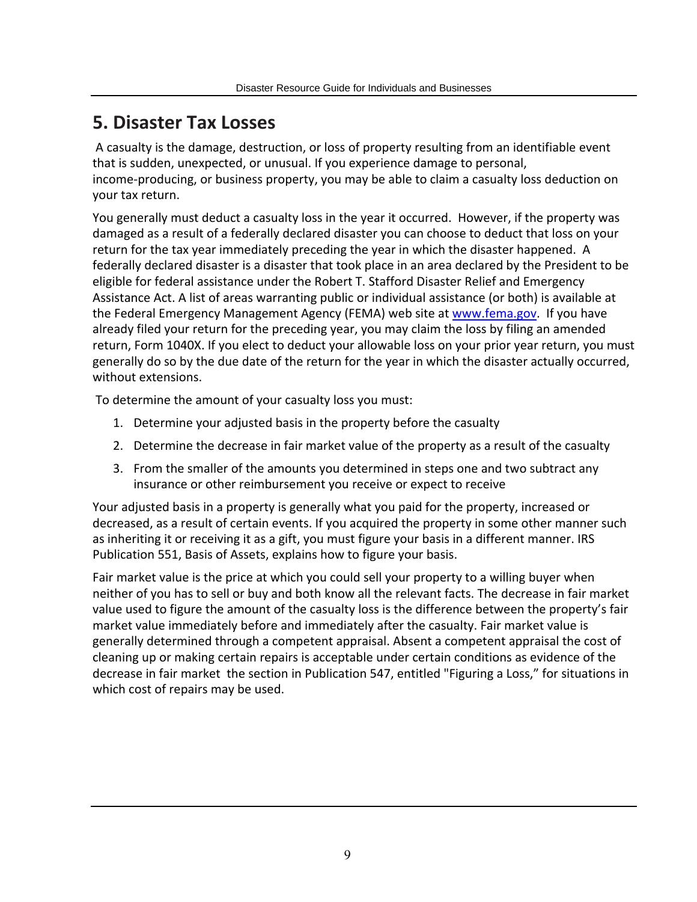## 5. Disaster Tax Losses

A casualty is the damage, destruction, or loss of property resulting from an identifiable event that is sudden, unexpected, or unusual. If you experience damage to personal, income-producing, or business property, you may be able to claim a casualty loss deduction on your tax return.

You generally must deduct a casualty loss in the year it occurred. However, if the property was damaged as a result of a federally declared disaster you can choose to deduct that loss on your return for the tax year immediately preceding the year in which the disaster happened. A federally declared disaster is a disaster that took place in an area declared by the President to be eligible for federal assistance under the Robert T. Stafford Disaster Relief and Emergency Assistance Act. A list of areas warranting public or individual assistance (or both) is available at the Federal Emergency Management Agency (FEMA) web site at [www.fema.gov](http://www.fema.gov). If you have already filed your return for the preceding year, you may claim the loss by filing an amended return, Form 1040X. If you elect to deduct your allowable loss on your prior year return, you must generally do so by the due date of the return for the year in which the disaster actually occurred, without extensions.

To determine the amount of your casualty loss you must:

1. Determine your adjusted basis in the property before the casualty
2. Determine the decrease in fair market value of the property as a result of the casualty
3. From the smaller of the amounts you determined in steps one and two subtract any insurance or other reimbursement you receive or expect to receive

Your adjusted basis in a property is generally what you paid for the property, increased or decreased, as a result of certain events. If you acquired the property in some other manner such as inheriting it or receiving it as a gift, you must figure your basis in a different manner. IRS Publication 551, Basis of Assets, explains how to figure your basis.

Fair market value is the price at which you could sell your property to a willing buyer when neither of you has to sell or buy and both know all the relevant facts. The decrease in fair market value used to figure the amount of the casualty loss is the difference between the property's fair market value immediately before and immediately after the casualty. Fair market value is generally determined through a competent appraisal. Absent a competent appraisal the cost of cleaning up or making certain repairs is acceptable under certain conditions as evidence of the decrease in fair market the section in Publication 547, entitled "Figuring a Loss," for situations in which cost of repairs may be used.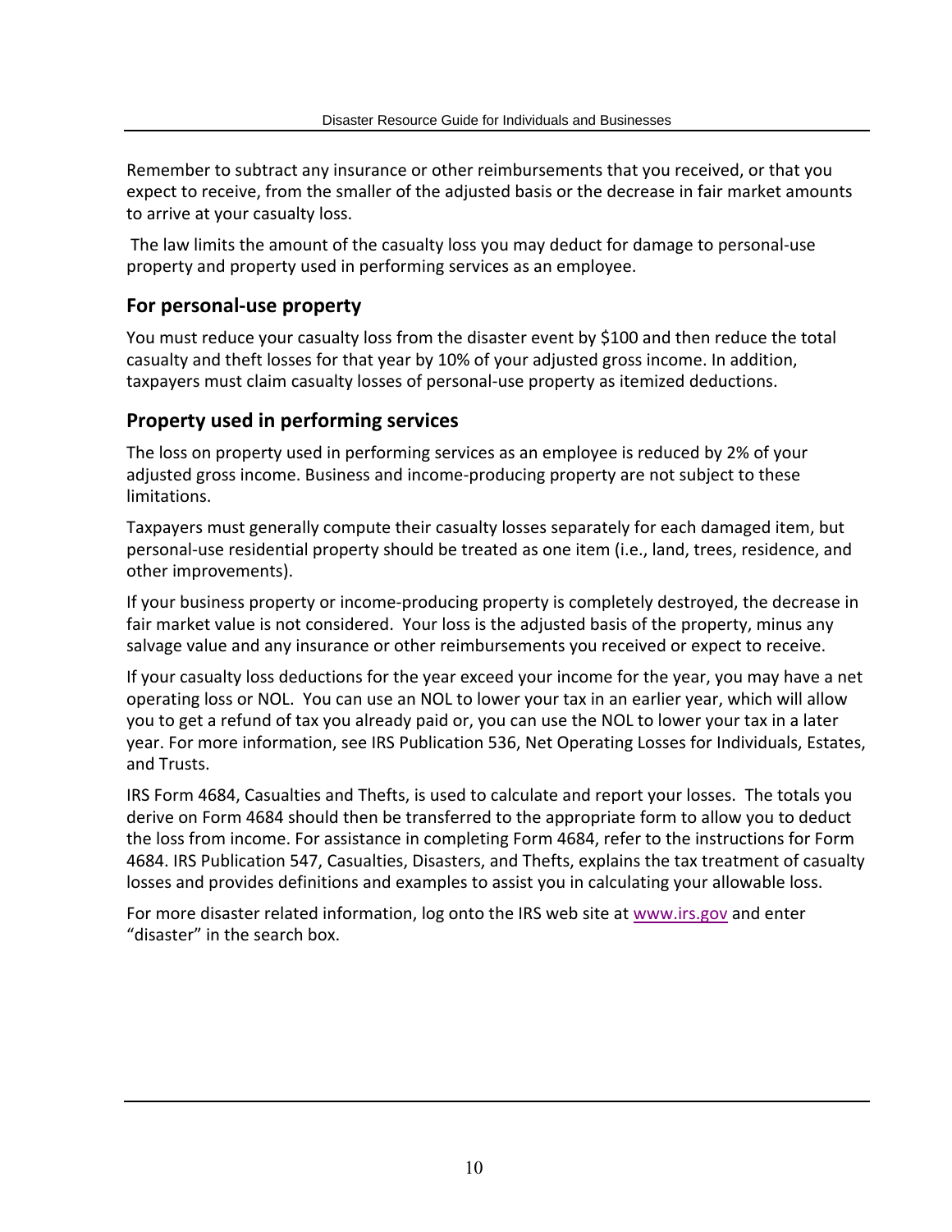Remember to subtract any insurance or other reimbursements that you received, or that you expect to receive, from the smaller of the adjusted basis or the decrease in fair market amounts to arrive at your casualty loss.

The law limits the amount of the casualty loss you may deduct for damage to personal-use property and property used in performing services as an employee.

### For personal-use property

You must reduce your casualty loss from the disaster event by $100 and then reduce the total casualty and theft losses for that year by 10% of your adjusted gross income. In addition, taxpayers must claim casualty losses of personal-use property as itemized deductions.

### Property used in performing services

The loss on property used in performing services as an employee is reduced by 2% of your adjusted gross income. Business and income-producing property are not subject to these limitations.

Taxpayers must generally compute their casualty losses separately for each damaged item, but personal-use residential property should be treated as one item (i.e., land, trees, residence, and other improvements).

If your business property or income-producing property is completely destroyed, the decrease in fair market value is not considered. Your loss is the adjusted basis of the property, minus any salvage value and any insurance or other reimbursements you received or expect to receive.

If your casualty loss deductions for the year exceed your income for the year, you may have a net operating loss or NOL. You can use an NOL to lower your tax in an earlier year, which will allow you to get a refund of tax you already paid or, you can use the NOL to lower your tax in a later year. For more information, see IRS Publication 536, Net Operating Losses for Individuals, Estates, and Trusts.

IRS Form 4684, Casualties and Thefts, is used to calculate and report your losses. The totals you derive on Form 4684 should then be transferred to the appropriate form to allow you to deduct the loss from income. For assistance in completing Form 4684, refer to the instructions for Form 4684. IRS Publication 547, Casualties, Disasters, and Thefts, explains the tax treatment of casualty losses and provides definitions and examples to assist you in calculating your allowable loss.

For more disaster related information, log onto the IRS web site at [www.irs.gov](http://www.irs.gov) and enter “disaster” in the search box.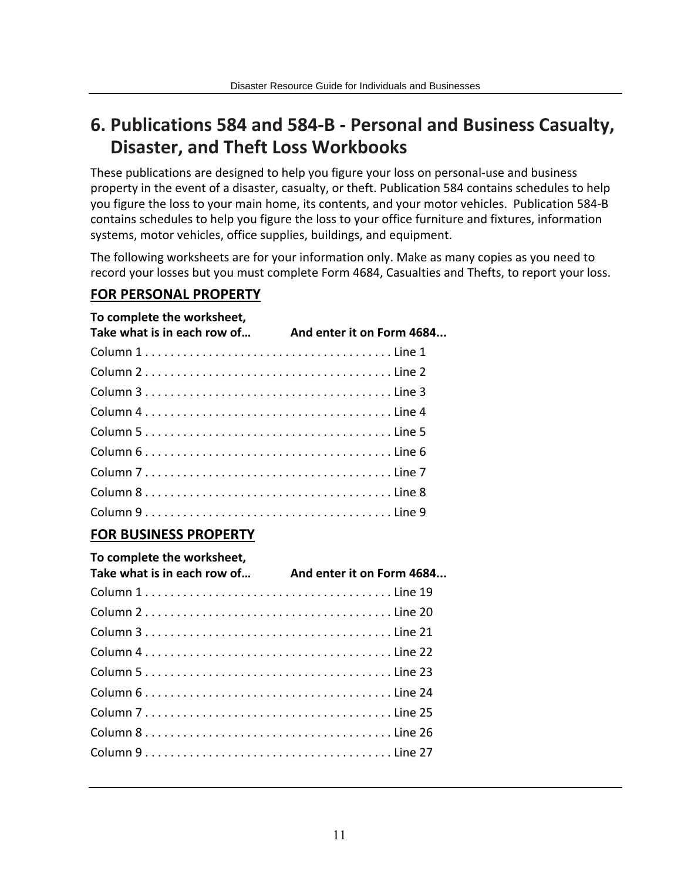## 6. Publications 584 and 584-B - Personal and Business Casualty, Disaster, and Theft Loss Workbooks

These publications are designed to help you figure your loss on personal-use and business property in the event of a disaster, casualty, or theft. Publication 584 contains schedules to help you figure the loss to your main home, its contents, and your motor vehicles. Publication 584-B contains schedules to help you figure the loss to your office furniture and fixtures, information systems, motor vehicles, office supplies, buildings, and equipment.

The following worksheets are for your information only. Make as many copies as you need to record your losses but you must complete Form 4684, Casualties and Thefts, to report your loss.

### FOR PERSONAL PROPERTY

| To complete the worksheet, Take what is in each row of… | And enter it on Form 4684... |
|---|---|
| Column 1 | Line 1 |
| Column 2 | Line 2 |
| Column 3 | Line 3 |
| Column 4 | Line 4 |
| Column 5 | Line 5 |
| Column 6 | Line 6 |
| Column 7 | Line 7 |
| Column 8 | Line 8 |
| Column 9 | Line 9 |

### FOR BUSINESS PROPERTY

| To complete the worksheet, Take what is in each row of… | And enter it on Form 4684... |
|---|---|
| Column 1 | Line 19 |
| Column 2 | Line 20 |
| Column 3 | Line 21 |
| Column 4 | Line 22 |
| Column 5 | Line 23 |
| Column 6 | Line 24 |
| Column 7 | Line 25 |
| Column 8 | Line 26 |
| Column 9 | Line 27 |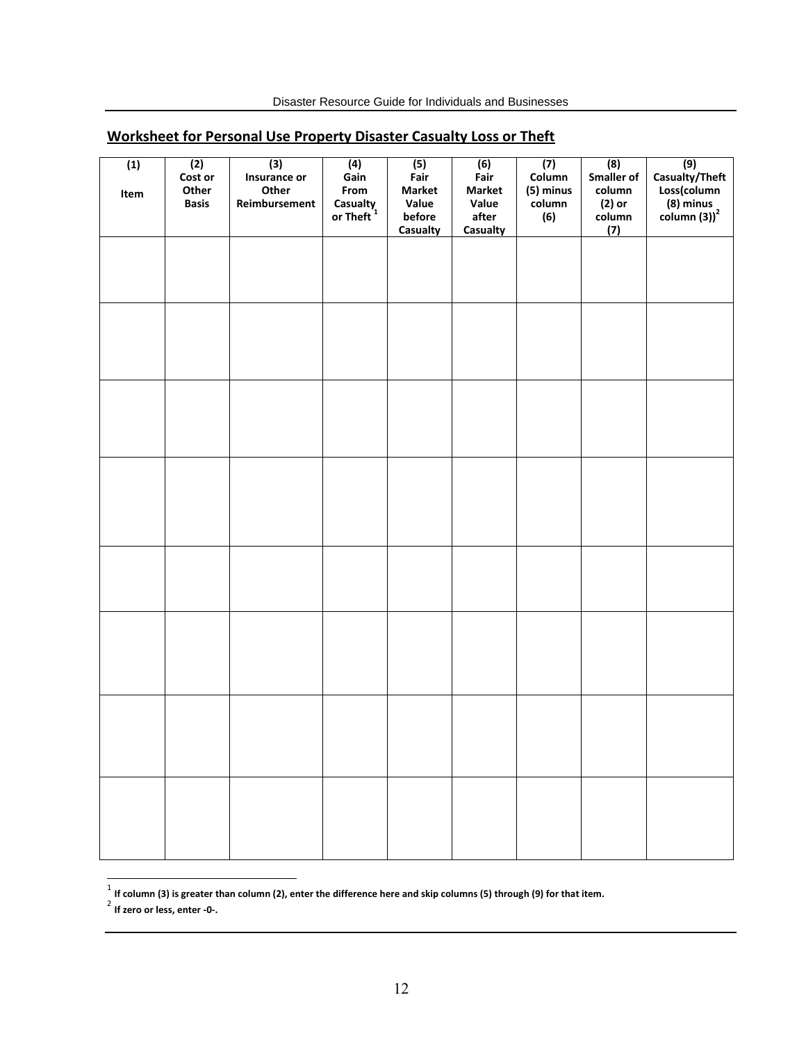## Worksheet for Personal Use Property Disaster Casualty Loss or Theft

| (1) Item | (2) Cost or Other Basis | (3) Insurance or Other Reimbursement | (4) Gain From Casualty or Theft [1] | (5) Fair Market Value before Casualty | (6) Fair Market Value after Casualty | (7) Column (5) minus column (6) | (8) Smaller of column (2) or column (7) | (9) Casualty/Theft Loss(column (8) minus column (3))[2] |
|---|---|---|---|---|---|---|---|---|
| | | | | | | | | |
| | | | | | | | | |
| | | | | | | | | |
| | | | | | | | | |
| | | | | | | | | |
| | | | | | | | | |
| | | | | | | | | |
| | | | | | | | | |

[1] **If column (3) is greater than column (2), enter the difference here and skip columns (5) through (9) for that item.**

[2] **If zero or less, enter -0-.**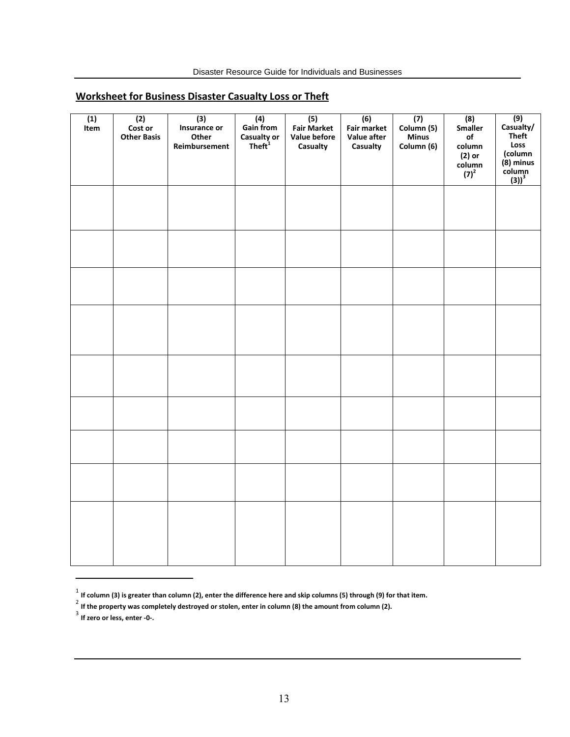## Worksheet for Business Disaster Casualty Loss or Theft

| (1) Item | (2) Cost or Other Basis | (3) Insurance or Other Reimbursement | (4) Gain from Casualty or Theft[1] | (5) Fair Market Value before Casualty | (6) Fair market Value after Casualty | (7) Column (5) Minus Column (6) | (8) Smaller of column (2) or column (7)[2] | (9) Casualty/ Theft Loss (column (8) minus column (3))[3] |
|---|---|---|---|---|---|---|---|---|
| | | | | | | | | |
| | | | | | | | | |
| | | | | | | | | |
| | | | | | | | | |
| | | | | | | | | |
| | | | | | | | | |
| | | | | | | | | |
| | | | | | | | | |
| | | | | | | | | |

[1] **If column (3) is greater than column (2), enter the difference here and skip columns (5) through (9) for that item.**

[2] **If the property was completely destroyed or stolen, enter in column (8) the amount from column (2).**

[3] **If zero or less, enter -0-.**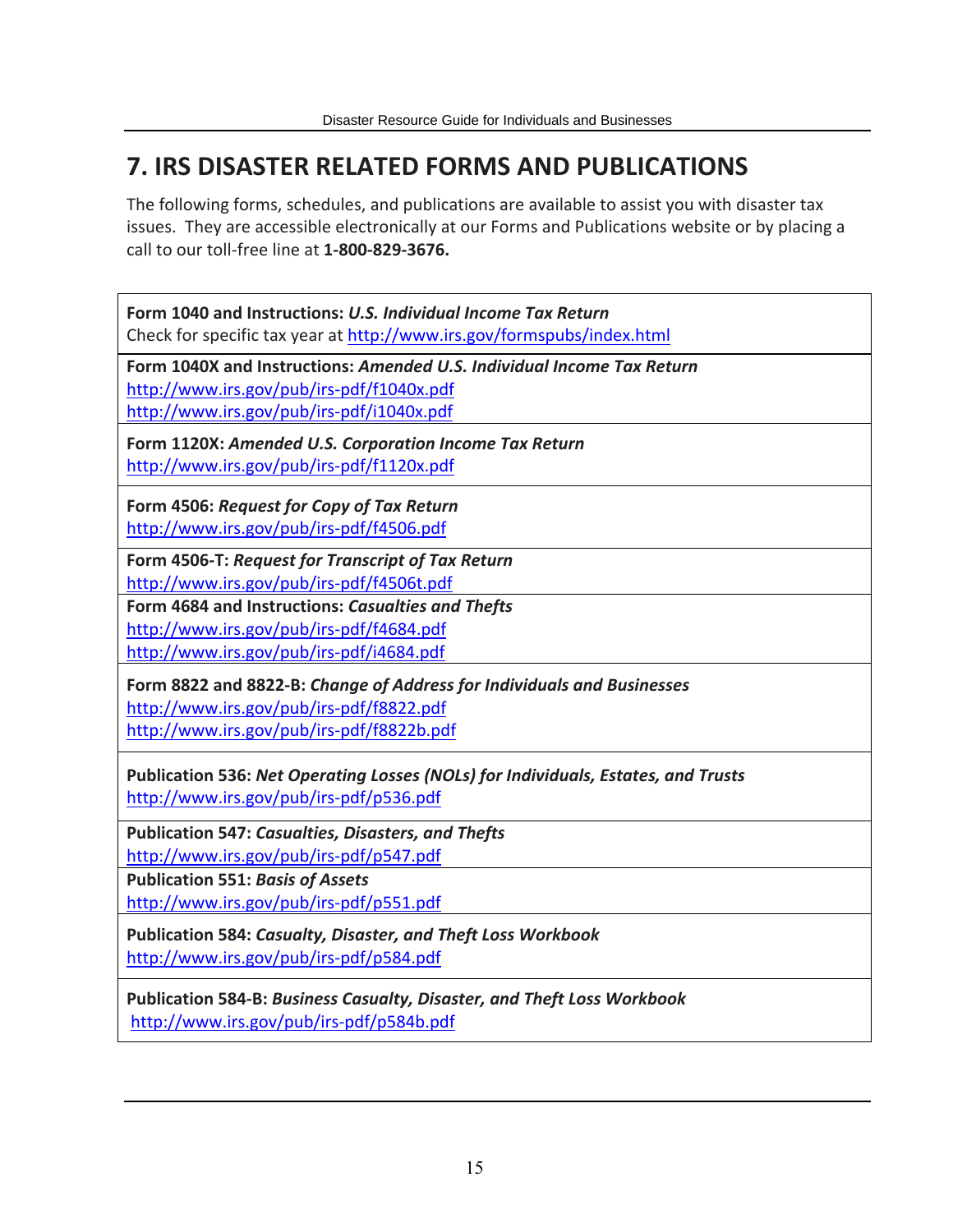# 7. IRS DISASTER RELATED FORMS AND PUBLICATIONS

The following forms, schedules, and publications are available to assist you with disaster tax issues. They are accessible electronically at our Forms and Publications website or by placing a call to our toll-free line at **1-800-829-3676.**

**Form 1040 and Instructions:** ***U.S. Individual Income Tax Return***
Check for specific tax year at http://www.irs.gov/formspubs/index.html

**Form 1040X and Instructions:** ***Amended U.S. Individual Income Tax Return***
http://www.irs.gov/pub/irs-pdf/f1040x.pdf
http://www.irs.gov/pub/irs-pdf/i1040x.pdf

**Form 1120X:** ***Amended U.S. Corporation Income Tax Return***
http://www.irs.gov/pub/irs-pdf/f1120x.pdf

**Form 4506:** ***Request for Copy of Tax Return***
http://www.irs.gov/pub/irs-pdf/f4506.pdf

**Form 4506-T:** ***Request for Transcript of Tax Return***
http://www.irs.gov/pub/irs-pdf/f4506t.pdf

**Form 4684 and Instructions:** ***Casualties and Thefts***
http://www.irs.gov/pub/irs-pdf/f4684.pdf
http://www.irs.gov/pub/irs-pdf/i4684.pdf

**Form 8822 and 8822-B:** ***Change of Address for Individuals and Businesses***
http://www.irs.gov/pub/irs-pdf/f8822.pdf
http://www.irs.gov/pub/irs-pdf/f8822b.pdf

**Publication 536:** ***Net Operating Losses (NOLs) for Individuals, Estates, and Trusts***
http://www.irs.gov/pub/irs-pdf/p536.pdf

**Publication 547:** ***Casualties, Disasters, and Thefts***
http://www.irs.gov/pub/irs-pdf/p547.pdf

**Publication 551:** ***Basis of Assets***
http://www.irs.gov/pub/irs-pdf/p551.pdf

**Publication 584:** ***Casualty, Disaster, and Theft Loss Workbook***
http://www.irs.gov/pub/irs-pdf/p584.pdf

**Publication 584-B:** ***Business Casualty, Disaster, and Theft Loss Workbook***
http://www.irs.gov/pub/irs-pdf/p584b.pdf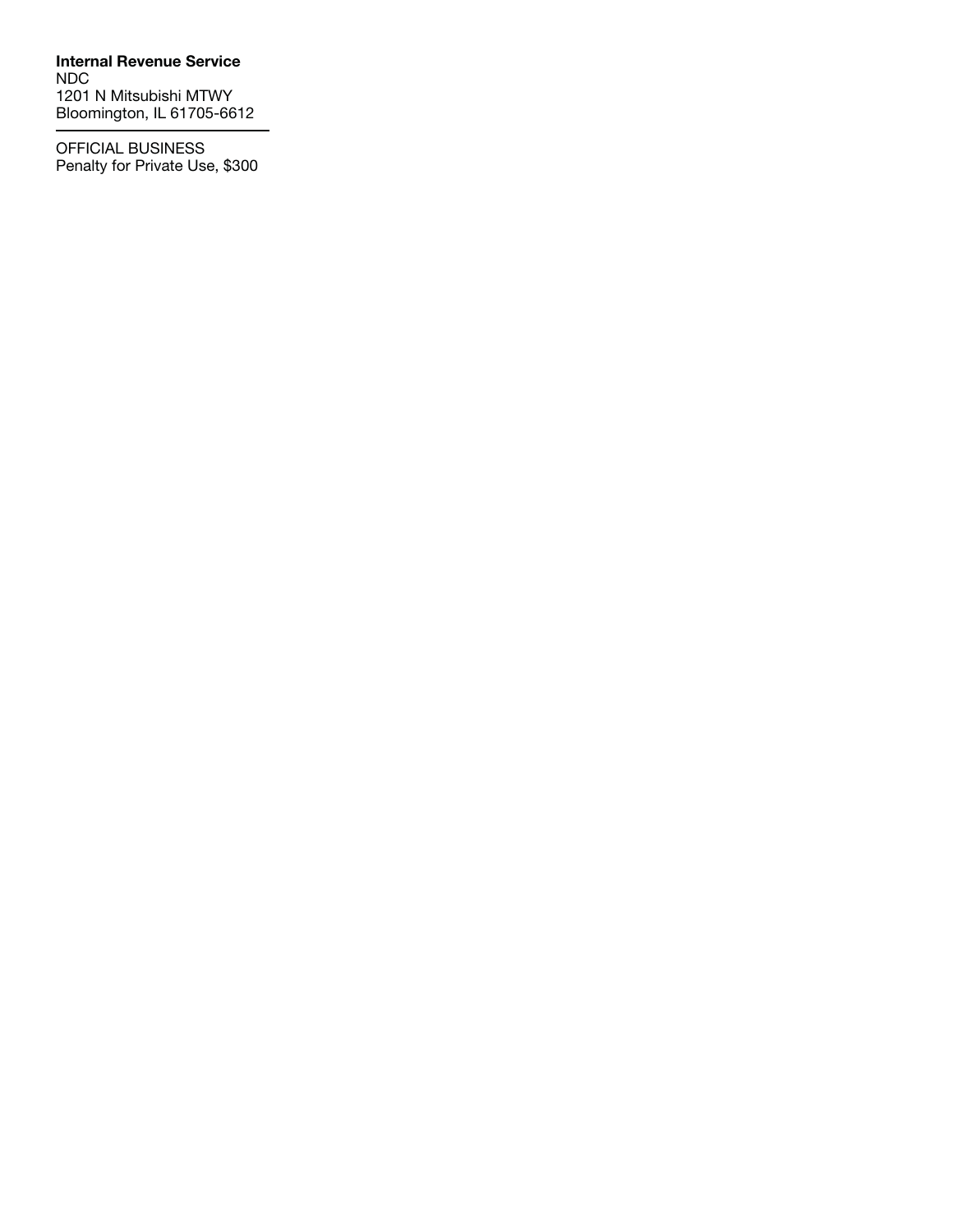**Internal Revenue Service**
NDC
1201 N Mitsubishi MTWY
Bloomington, IL 61705-6612

---

OFFICIAL BUSINESS
Penalty for Private Use, $300